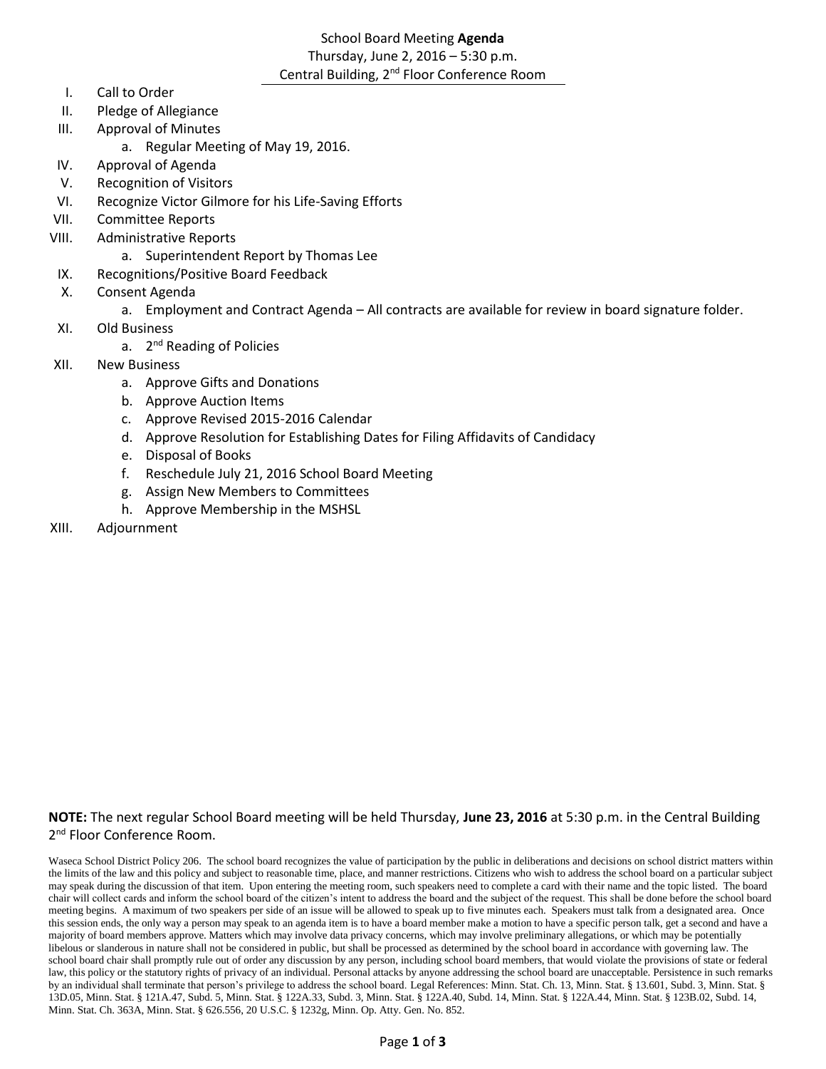# School Board Meeting **Agenda**

Thursday, June 2, 2016 – 5:30 p.m.

Central Building, 2nd Floor Conference Room

I. Call to Order

II. Pledge of Allegiance

III. Approval of Minutes
   a. Regular Meeting of May 19, 2016.

IV. Approval of Agenda

V. Recognition of Visitors

VI. Recognize Victor Gilmore for his Life-Saving Efforts

VII. Committee Reports

VIII. Administrative Reports
   a. Superintendent Report by Thomas Lee

IX. Recognitions/Positive Board Feedback

X. Consent Agenda
   a. Employment and Contract Agenda – All contracts are available for review in board signature folder.

XI. Old Business
   a. 2nd Reading of Policies

XII. New Business
   a. Approve Gifts and Donations
   b. Approve Auction Items
   c. Approve Revised 2015-2016 Calendar
   d. Approve Resolution for Establishing Dates for Filing Affidavits of Candidacy
   e. Disposal of Books
   f. Reschedule July 21, 2016 School Board Meeting
   g. Assign New Members to Committees
   h. Approve Membership in the MSHSL

XIII. Adjournment

**NOTE:** The next regular School Board meeting will be held Thursday, **June 23, 2016** at 5:30 p.m. in the Central Building 2nd Floor Conference Room.

Waseca School District Policy 206. The school board recognizes the value of participation by the public in deliberations and decisions on school district matters within the limits of the law and this policy and subject to reasonable time, place, and manner restrictions. Citizens who wish to address the school board on a particular subject may speak during the discussion of that item. Upon entering the meeting room, such speakers need to complete a card with their name and the topic listed. The board chair will collect cards and inform the school board of the citizen's intent to address the board and the subject of the request. This shall be done before the school board meeting begins. A maximum of two speakers per side of an issue will be allowed to speak up to five minutes each. Speakers must talk from a designated area. Once this session ends, the only way a person may speak to an agenda item is to have a board member make a motion to have a specific person talk, get a second and have a majority of board members approve. Matters which may involve data privacy concerns, which may involve preliminary allegations, or which may be potentially libelous or slanderous in nature shall not be considered in public, but shall be processed as determined by the school board in accordance with governing law. The school board chair shall promptly rule out of order any discussion by any person, including school board members, that would violate the provisions of state or federal law, this policy or the statutory rights of privacy of an individual. Personal attacks by anyone addressing the school board are unacceptable. Persistence in such remarks by an individual shall terminate that person's privilege to address the school board. Legal References: Minn. Stat. Ch. 13, Minn. Stat. § 13.601, Subd. 3, Minn. Stat. § 13D.05, Minn. Stat. § 121A.47, Subd. 5, Minn. Stat. § 122A.33, Subd. 3, Minn. Stat. § 122A.40, Subd. 14, Minn. Stat. § 122A.44, Minn. Stat. § 123B.02, Subd. 14, Minn. Stat. Ch. 363A, Minn. Stat. § 626.556, 20 U.S.C. § 1232g, Minn. Op. Atty. Gen. No. 852.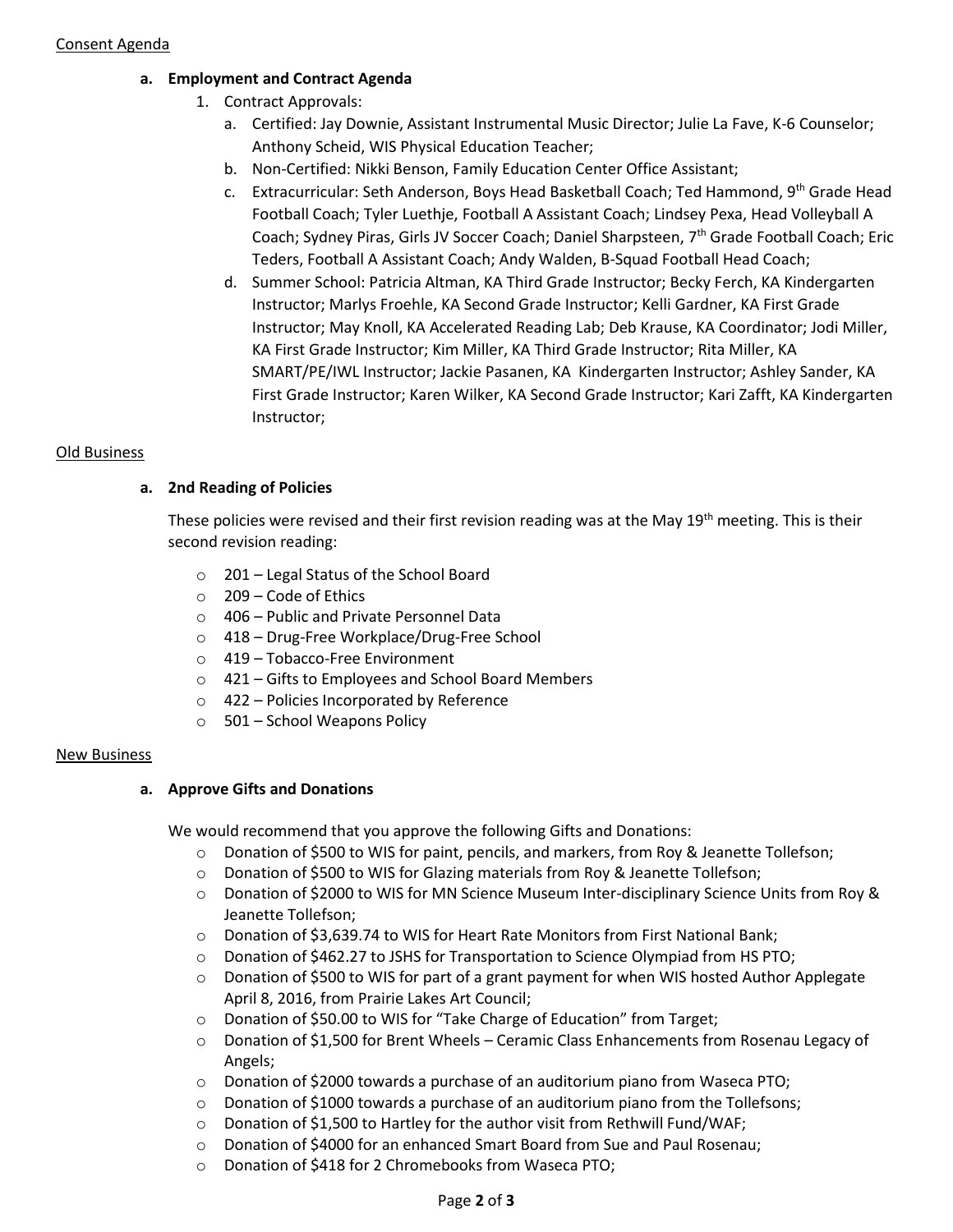Consent Agenda

**a. Employment and Contract Agenda**

1. Contract Approvals:
   a. Certified: Jay Downie, Assistant Instrumental Music Director; Julie La Fave, K-6 Counselor; Anthony Scheid, WIS Physical Education Teacher;
   b. Non-Certified: Nikki Benson, Family Education Center Office Assistant;
   c. Extracurricular: Seth Anderson, Boys Head Basketball Coach; Ted Hammond, 9th Grade Head Football Coach; Tyler Luethje, Football A Assistant Coach; Lindsey Pexa, Head Volleyball A Coach; Sydney Piras, Girls JV Soccer Coach; Daniel Sharpsteen, 7th Grade Football Coach; Eric Teders, Football A Assistant Coach; Andy Walden, B-Squad Football Head Coach;
   d. Summer School: Patricia Altman, KA Third Grade Instructor; Becky Ferch, KA Kindergarten Instructor; Marlys Froehle, KA Second Grade Instructor; Kelli Gardner, KA First Grade Instructor; May Knoll, KA Accelerated Reading Lab; Deb Krause, KA Coordinator; Jodi Miller, KA First Grade Instructor; Kim Miller, KA Third Grade Instructor; Rita Miller, KA SMART/PE/IWL Instructor; Jackie Pasanen, KA Kindergarten Instructor; Ashley Sander, KA First Grade Instructor; Karen Wilker, KA Second Grade Instructor; Kari Zafft, KA Kindergarten Instructor;

Old Business

**a. 2nd Reading of Policies**

These policies were revised and their first revision reading was at the May 19th meeting. This is their second revision reading:

- 201 – Legal Status of the School Board
- 209 – Code of Ethics
- 406 – Public and Private Personnel Data
- 418 – Drug-Free Workplace/Drug-Free School
- 419 – Tobacco-Free Environment
- 421 – Gifts to Employees and School Board Members
- 422 – Policies Incorporated by Reference
- 501 – School Weapons Policy

New Business

**a. Approve Gifts and Donations**

We would recommend that you approve the following Gifts and Donations:

- Donation of $500 to WIS for paint, pencils, and markers, from Roy & Jeanette Tollefson;
- Donation of $500 to WIS for Glazing materials from Roy & Jeanette Tollefson;
- Donation of $2000 to WIS for MN Science Museum Inter-disciplinary Science Units from Roy & Jeanette Tollefson;
- Donation of $3,639.74 to WIS for Heart Rate Monitors from First National Bank;
- Donation of $462.27 to JSHS for Transportation to Science Olympiad from HS PTO;
- Donation of $500 to WIS for part of a grant payment for when WIS hosted Author Applegate April 8, 2016, from Prairie Lakes Art Council;
- Donation of $50.00 to WIS for "Take Charge of Education" from Target;
- Donation of $1,500 for Brent Wheels – Ceramic Class Enhancements from Rosenau Legacy of Angels;
- Donation of $2000 towards a purchase of an auditorium piano from Waseca PTO;
- Donation of $1000 towards a purchase of an auditorium piano from the Tollefsons;
- Donation of $1,500 to Hartley for the author visit from Rethwill Fund/WAF;
- Donation of $4000 for an enhanced Smart Board from Sue and Paul Rosenau;
- Donation of $418 for 2 Chromebooks from Waseca PTO;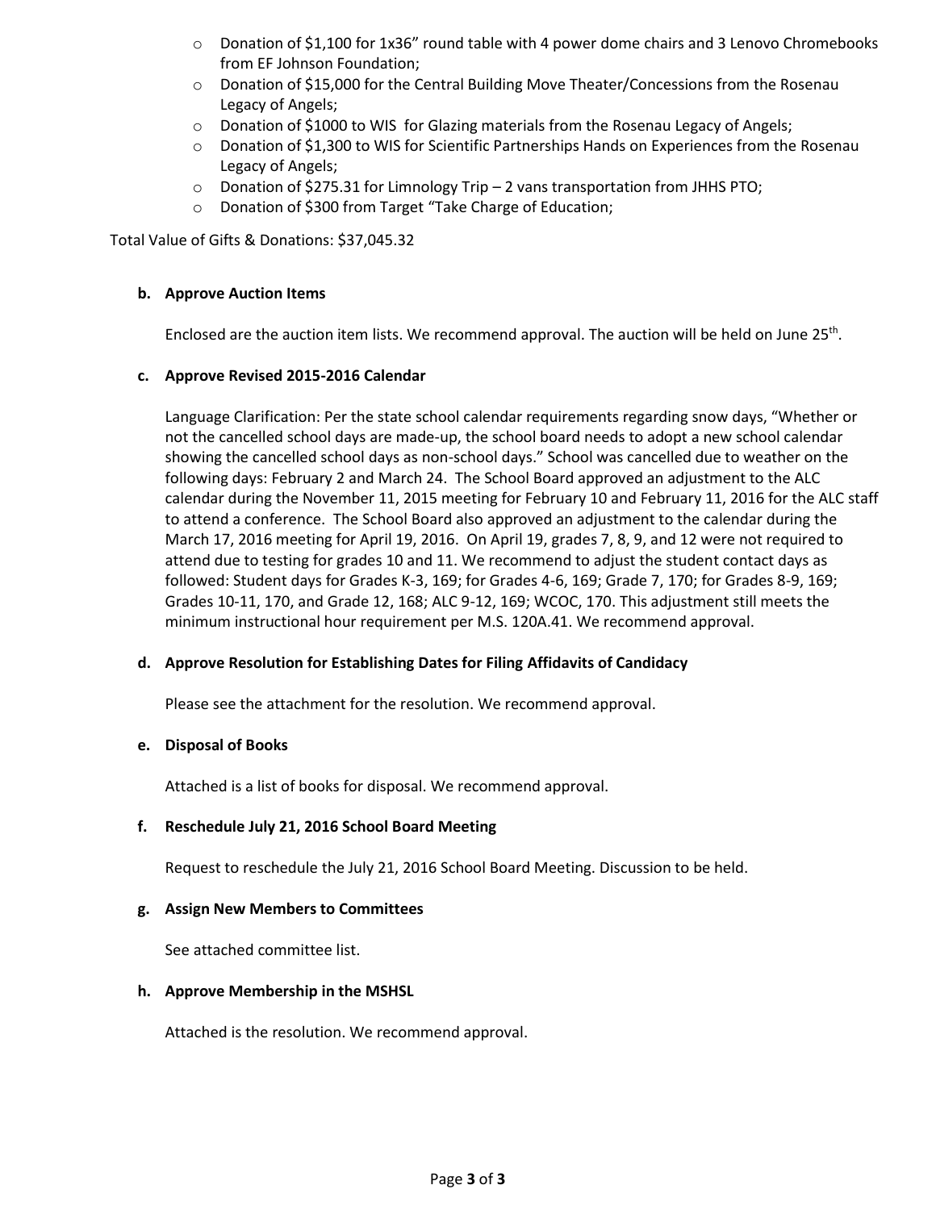- Donation of $1,100 for 1x36" round table with 4 power dome chairs and 3 Lenovo Chromebooks from EF Johnson Foundation;
- Donation of $15,000 for the Central Building Move Theater/Concessions from the Rosenau Legacy of Angels;
- Donation of $1000 to WIS for Glazing materials from the Rosenau Legacy of Angels;
- Donation of $1,300 to WIS for Scientific Partnerships Hands on Experiences from the Rosenau Legacy of Angels;
- Donation of $275.31 for Limnology Trip – 2 vans transportation from JHHS PTO;
- Donation of $300 from Target "Take Charge of Education;

Total Value of Gifts & Donations: $37,045.32

**b. Approve Auction Items**

Enclosed are the auction item lists. We recommend approval. The auction will be held on June 25th.

**c. Approve Revised 2015-2016 Calendar**

Language Clarification: Per the state school calendar requirements regarding snow days, "Whether or not the cancelled school days are made-up, the school board needs to adopt a new school calendar showing the cancelled school days as non-school days." School was cancelled due to weather on the following days: February 2 and March 24. The School Board approved an adjustment to the ALC calendar during the November 11, 2015 meeting for February 10 and February 11, 2016 for the ALC staff to attend a conference. The School Board also approved an adjustment to the calendar during the March 17, 2016 meeting for April 19, 2016. On April 19, grades 7, 8, 9, and 12 were not required to attend due to testing for grades 10 and 11. We recommend to adjust the student contact days as followed: Student days for Grades K-3, 169; for Grades 4-6, 169; Grade 7, 170; for Grades 8-9, 169; Grades 10-11, 170, and Grade 12, 168; ALC 9-12, 169; WCOC, 170. This adjustment still meets the minimum instructional hour requirement per M.S. 120A.41. We recommend approval.

**d. Approve Resolution for Establishing Dates for Filing Affidavits of Candidacy**

Please see the attachment for the resolution. We recommend approval.

**e. Disposal of Books**

Attached is a list of books for disposal. We recommend approval.

**f. Reschedule July 21, 2016 School Board Meeting**

Request to reschedule the July 21, 2016 School Board Meeting. Discussion to be held.

**g. Assign New Members to Committees**

See attached committee list.

**h. Approve Membership in the MSHSL**

Attached is the resolution. We recommend approval.